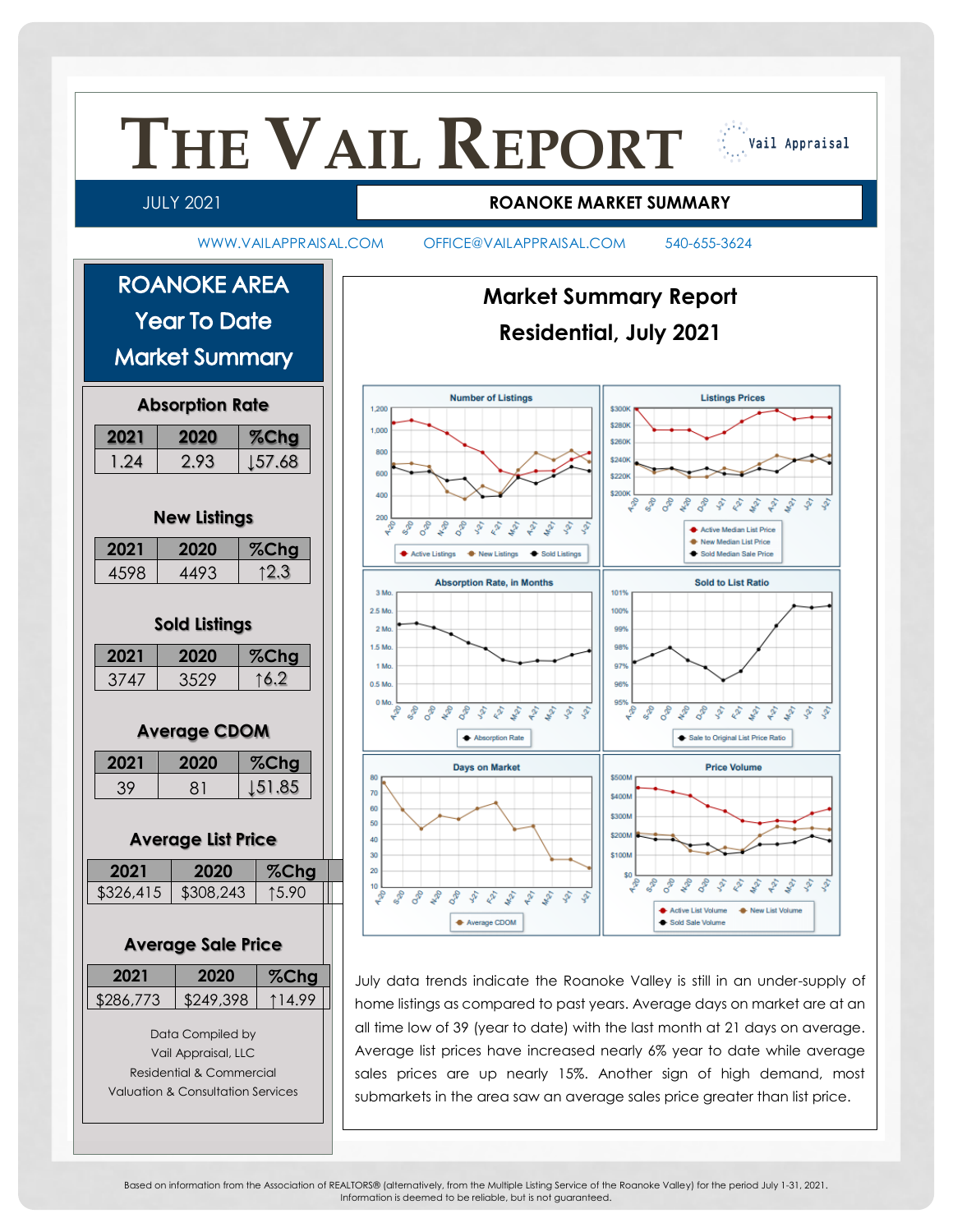# THE VAIL REPORT

Vail Appraisal

JULY 2021

**ROANOKE MARKET SUMMARY**

WWW.VAILAPPRAISAL.COM OFFICE@VAILAPPRAISAL.COM 540-655-3624

## ROANOKE AREA Year To Date Market Summary

### Absorption Rate

| 2021 | 2020 | %Chg |
|---|---|---|
| 1.24 | 2.93 | ↓57.68 |

### New Listings

| 2021 | 2020 | %Chg |
|---|---|---|
| 4598 | 4493 | ↑2.3 |

### Sold Listings

| 2021 | 2020 | %Chg |
|---|---|---|
| 3747 | 3529 | ↑6.2 |

### Average CDOM

| 2021 | 2020 | %Chg |
|---|---|---|
| 39 | 81 | ↓51.85 |

### Average List Price

| 2021 | 2020 | %Chg |
|---|---|---|
| $326,415 | $308,243 | ↑5.90 |

### Average Sale Price

| 2021 | 2020 | %Chg |
|---|---|---|
| $286,773 | $249,398 | ↑14.99 |

Data Compiled by
Vail Appraisal, LLC
Residential & Commercial
Valuation & Consultation Services

## Market Summary Report Residential, July 2021

July data trends indicate the Roanoke Valley is still in an under-supply of home listings as compared to past years. Average days on market are at an all time low of 39 (year to date) with the last month at 21 days on average. Average list prices have increased nearly 6% year to date while average sales prices are up nearly 15%. Another sign of high demand, most submarkets in the area saw an average sales price greater than list price.

Based on information from the Association of REALTORS® (alternatively, from the Multiple Listing Service of the Roanoke Valley) for the period July 1-31, 2021. Information is deemed to be reliable, but is not guaranteed.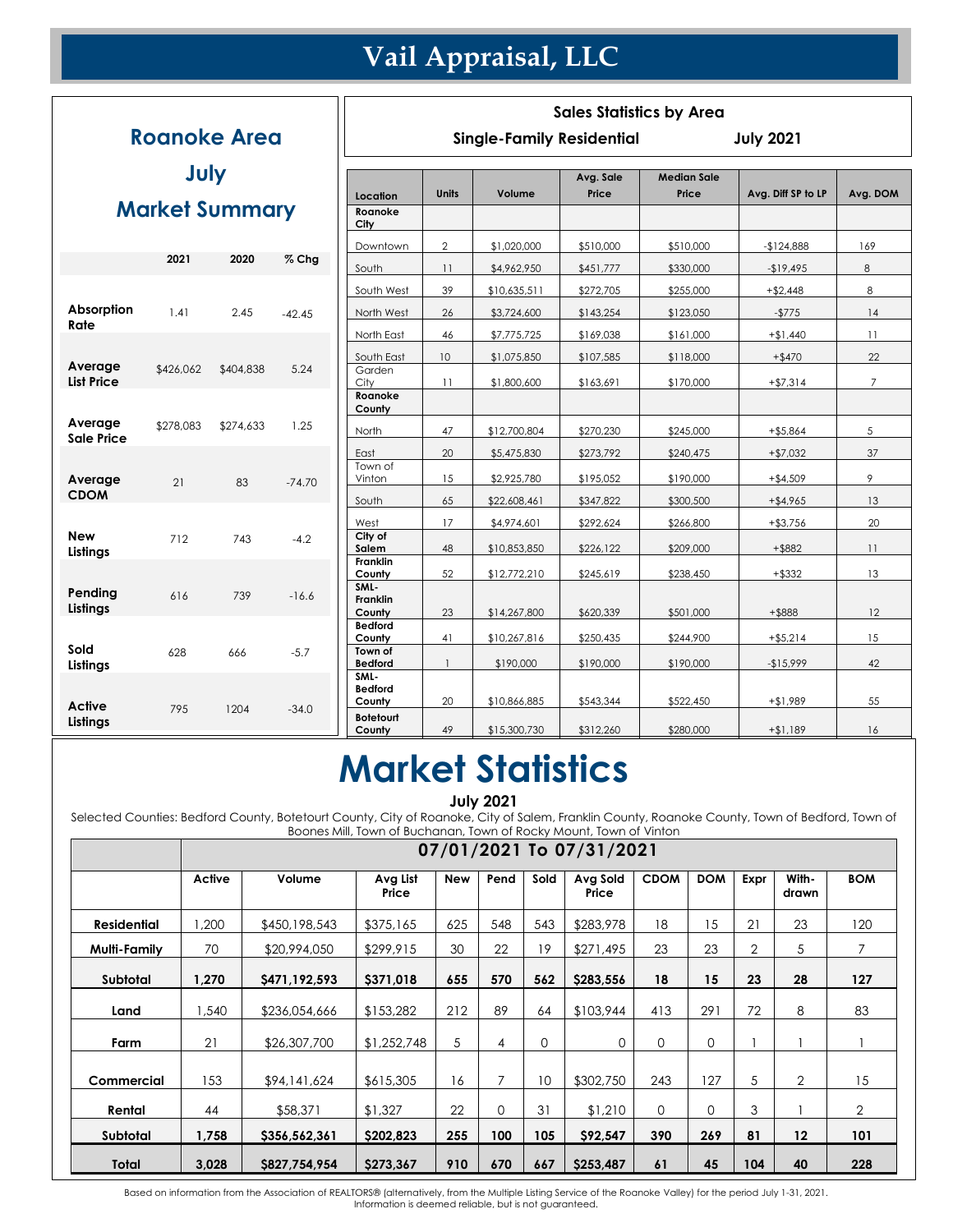# Vail Appraisal, LLC

## Roanoke Area July Market Summary

| | 2021 | 2020 | % Chg |
|---|---|---|---|
| Absorption Rate | 1.41 | 2.45 | -42.45 |
| Average List Price | $426,062 | $404,838 | 5.24 |
| Average Sale Price | $278,083 | $274,633 | 1.25 |
| Average CDOM | 21 | 83 | -74.70 |
| New Listings | 712 | 743 | -4.2 |
| Pending Listings | 616 | 739 | -16.6 |
| Sold Listings | 628 | 666 | -5.7 |
| Active Listings | 795 | 1204 | -34.0 |

## Sales Statistics by Area

**Single-Family Residential July 2021**

| Location | Units | Volume | Avg. Sale Price | Median Sale Price | Avg. Diff SP to LP | Avg. DOM |
|---|---|---|---|---|---|---|
| **Roanoke City** | | | | | | |
| Downtown | 2 | $1,020,000 | $510,000 | $510,000 | -$124,888 | 169 |
| South | 11 | $4,962,950 | $451,777 | $330,000 | -$19,495 | 8 |
| South West | 39 | $10,635,511 | $272,705 | $255,000 | +$2,448 | 8 |
| North West | 26 | $3,724,600 | $143,254 | $123,050 | -$775 | 14 |
| North East | 46 | $7,775,725 | $169,038 | $161,000 | +$1,440 | 11 |
| South East | 10 | $1,075,850 | $107,585 | $118,000 | +$470 | 22 |
| Garden City | 11 | $1,800,600 | $163,691 | $170,000 | +$7,314 | 7 |
| **Roanoke County** | | | | | | |
| North | 47 | $12,700,804 | $270,230 | $245,000 | +$5,864 | 5 |
| East | 20 | $5,475,830 | $273,792 | $240,475 | +$7,032 | 37 |
| Town of Vinton | 15 | $2,925,780 | $195,052 | $190,000 | +$4,509 | 9 |
| South | 65 | $22,608,461 | $347,822 | $300,500 | +$4,965 | 13 |
| West | 17 | $4,974,601 | $292,624 | $266,800 | +$3,756 | 20 |
| **City of Salem** | 48 | $10,853,850 | $226,122 | $209,000 | +$882 | 11 |
| **Franklin County** | 52 | $12,772,210 | $245,619 | $238,450 | +$332 | 13 |
| **SML-Franklin County** | 23 | $14,267,800 | $620,339 | $501,000 | +$888 | 12 |
| **Bedford County** | 41 | $10,267,816 | $250,435 | $244,900 | +$5,214 | 15 |
| **Town of Bedford** | 1 | $190,000 | $190,000 | $190,000 | -$15,999 | 42 |
| **SML-Bedford County** | 20 | $10,866,885 | $543,344 | $522,450 | +$1,989 | 55 |
| **Botetourt County** | 49 | $15,300,730 | $312,260 | $280,000 | +$1,189 | 16 |

# Market Statistics

**July 2021**

Selected Counties: Bedford County, Botetourt County, City of Roanoke, City of Salem, Franklin County, Roanoke County, Town of Bedford, Town of Boones Mill, Town of Buchanan, Town of Rocky Mount, Town of Vinton

| | 07/01/2021 To 07/31/2021 | | | | | | | | | | | |
|---|---|---|---|---|---|---|---|---|---|---|---|---|
| | Active | Volume | Avg List Price | New | Pend | Sold | Avg Sold Price | CDOM | DOM | Expr | With-drawn | BOM |
| **Residential** | 1,200 | $450,198,543 | $375,165 | 625 | 548 | 543 | $283,978 | 18 | 15 | 21 | 23 | 120 |
| **Multi-Family** | 70 | $20,994,050 | $299,915 | 30 | 22 | 19 | $271,495 | 23 | 23 | 2 | 5 | 7 |
| **Subtotal** | **1,270** | **$471,192,593** | **$371,018** | **655** | **570** | **562** | **$283,556** | **18** | **15** | **23** | **28** | **127** |
| **Land** | 1,540 | $236,054,666 | $153,282 | 212 | 89 | 64 | $103,944 | 413 | 291 | 72 | 8 | 83 |
| **Farm** | 21 | $26,307,700 | $1,252,748 | 5 | 4 | 0 | 0 | 0 | 0 | 1 | 1 | 1 |
| **Commercial** | 153 | $94,141,624 | $615,305 | 16 | 7 | 10 | $302,750 | 243 | 127 | 5 | 2 | 15 |
| **Rental** | 44 | $58,371 | $1,327 | 22 | 0 | 31 | $1,210 | 0 | 0 | 3 | 1 | 2 |
| **Subtotal** | **1,758** | **$356,562,361** | **$202,823** | **255** | **100** | **105** | **$92,547** | **390** | **269** | **81** | **12** | **101** |
| **Total** | **3,028** | **$827,754,954** | **$273,367** | **910** | **670** | **667** | **$253,487** | **61** | **45** | **104** | **40** | **228** |

Based on information from the Association of REALTORS® (alternatively, from the Multiple Listing Service of the Roanoke Valley) for the period July 1-31, 2021. Information is deemed reliable, but is not guaranteed.